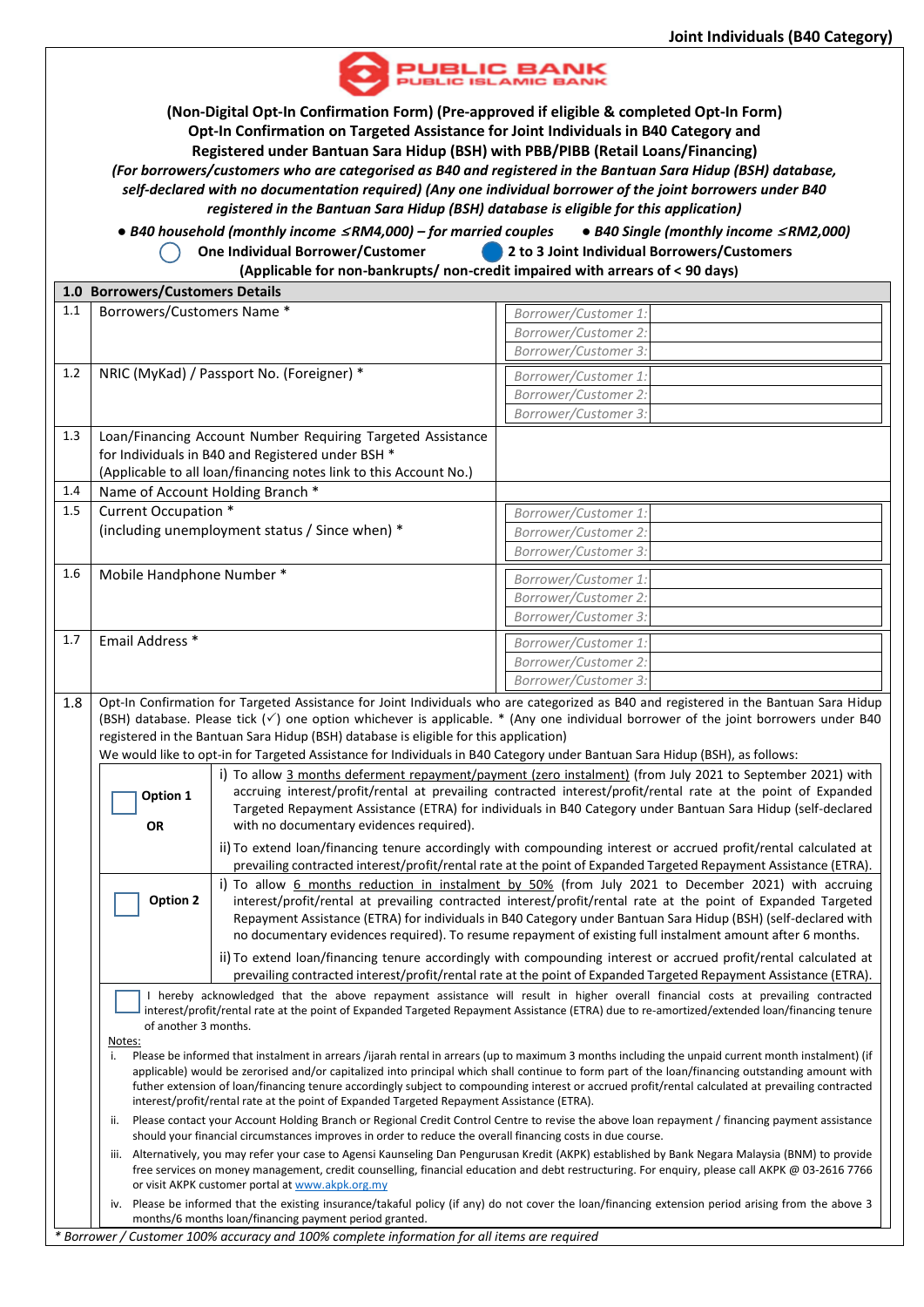**Joint Individuals (B40 Category)**

PUBLIC BANK
PUBLIC ISLAMIC BANK

**(Non-Digital Opt-In Confirmation Form) (Pre-approved if eligible & completed Opt-In Form)**
**Opt-In Confirmation on Targeted Assistance for Joint Individuals in B40 Category and Registered under Bantuan Sara Hidup (BSH) with PBB/PIBB (Retail Loans/Financing)**

***(For borrowers/customers who are categorised as B40 and registered in the Bantuan Sara Hidup (BSH) database, self-declared with no documentation required) (Any one individual borrower of the joint borrowers under B40 registered in the Bantuan Sara Hidup (BSH) database is eligible for this application)***

- ***B40 household (monthly income ≤RM4,000) – for married couples***
- ***B40 Single (monthly income ≤RM2,000)***

○ **One Individual Borrower/Customer** ● **2 to 3 Joint Individual Borrowers/Customers**

**(Applicable for non-bankrupts/ non-credit impaired with arrears of < 90 days)**

| **1.0** | **Borrowers/Customers Details** | |
|---|---|---|
| 1.1 | Borrowers/Customers Name * | *Borrower/Customer 1:*<br>*Borrower/Customer 2:*<br>*Borrower/Customer 3:* |
| 1.2 | NRIC (MyKad) / Passport No. (Foreigner) * | *Borrower/Customer 1:*<br>*Borrower/Customer 2:*<br>*Borrower/Customer 3:* |
| 1.3 | Loan/Financing Account Number Requiring Targeted Assistance for Individuals in B40 and Registered under BSH *<br>(Applicable to all loan/financing notes link to this Account No.) | |
| 1.4 | Name of Account Holding Branch * | |
| 1.5 | Current Occupation *<br>(including unemployment status / Since when) * | *Borrower/Customer 1:*<br>*Borrower/Customer 2:*<br>*Borrower/Customer 3:* |
| 1.6 | Mobile Handphone Number * | *Borrower/Customer 1:*<br>*Borrower/Customer 2:*<br>*Borrower/Customer 3:* |
| 1.7 | Email Address * | *Borrower/Customer 1:*<br>*Borrower/Customer 2:*<br>*Borrower/Customer 3:* |

**1.8** Opt-In Confirmation for Targeted Assistance for Joint Individuals who are categorized as B40 and registered in the Bantuan Sara Hidup (BSH) database. Please tick (✓) one option whichever is applicable. * (Any one individual borrower of the joint borrowers under B40 registered in the Bantuan Sara Hidup (BSH) database is eligible for this application)

We would like to opt-in for Targeted Assistance for Individuals in B40 Category under Bantuan Sara Hidup (BSH), as follows:

| | |
|---|---|
| ☐ **Option 1**<br><br>**OR** | i) To allow <u>3 months deferment repayment/payment (zero instalment)</u> (from July 2021 to September 2021) with accruing interest/profit/rental at prevailing contracted interest/profit/rental rate at the point of Expanded Targeted Repayment Assistance (ETRA) for individuals in B40 Category under Bantuan Sara Hidup (self-declared with no documentary evidences required).<br><br>ii) To extend loan/financing tenure accordingly with compounding interest or accrued profit/rental calculated at prevailing contracted interest/profit/rental rate at the point of Expanded Targeted Repayment Assistance (ETRA). |
| ☐ **Option 2** | i) To allow <u>6 months reduction in instalment by 50%</u> (from July 2021 to December 2021) with accruing interest/profit/rental at prevailing contracted interest/profit/rental rate at the point of Expanded Targeted Repayment Assistance (ETRA) for individuals in B40 Category under Bantuan Sara Hidup (BSH) (self-declared with no documentary evidences required). To resume repayment of existing full instalment amount after 6 months.<br><br>ii) To extend loan/financing tenure accordingly with compounding interest or accrued profit/rental calculated at prevailing contracted interest/profit/rental rate at the point of Expanded Targeted Repayment Assistance (ETRA). |

☐ I hereby acknowledged that the above repayment assistance will result in higher overall financial costs at prevailing contracted interest/profit/rental rate at the point of Expanded Targeted Repayment Assistance (ETRA) due to re-amortized/extended loan/financing tenure of another 3 months.

<u>Notes:</u>

i. Please be informed that instalment in arrears /ijarah rental in arrears (up to maximum 3 months including the unpaid current month instalment) (if applicable) would be zerorised and/or capitalized into principal which shall continue to form part of the loan/financing outstanding amount with futher extension of loan/financing tenure accordingly subject to compounding interest or accrued profit/rental calculated at prevailing contracted interest/profit/rental rate at the point of Expanded Targeted Repayment Assistance (ETRA).

ii. Please contact your Account Holding Branch or Regional Credit Control Centre to revise the above loan repayment / financing payment assistance should your financial circumstances improves in order to reduce the overall financing costs in due course.

iii. Alternatively, you may refer your case to Agensi Kaunseling Dan Pengurusan Kredit (AKPK) established by Bank Negara Malaysia (BNM) to provide free services on money management, credit counselling, financial education and debt restructuring. For enquiry, please call AKPK @ 03-2616 7766 or visit AKPK customer portal at www.akpk.org.my

iv. Please be informed that the existing insurance/takaful policy (if any) do not cover the loan/financing extension period arising from the above 3 months/6 months loan/financing payment period granted.

*\* Borrower / Customer 100% accuracy and 100% complete information for all items are required*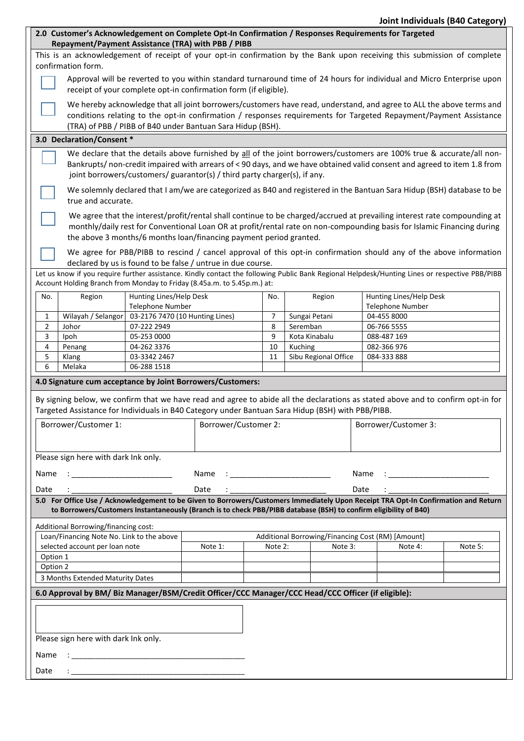**Joint Individuals (B40 Category)**

## 2.0 Customer's Acknowledgement on Complete Opt-In Confirmation / Responses Requirements for Targeted Repayment/Payment Assistance (TRA) with PBB / PIBB

This is an acknowledgement of receipt of your opt-in confirmation by the Bank upon receiving this submission of complete confirmation form.

- ☐ Approval will be reverted to you within standard turnaround time of 24 hours for individual and Micro Enterprise upon receipt of your complete opt-in confirmation form (if eligible).
- ☐ We hereby acknowledge that all joint borrowers/customers have read, understand, and agree to ALL the above terms and conditions relating to the opt-in confirmation / responses requirements for Targeted Repayment/Payment Assistance (TRA) of PBB / PIBB of B40 under Bantuan Sara Hidup (BSH).

## 3.0 Declaration/Consent *

- ☐ We declare that the details above furnished by all of the joint borrowers/customers are 100% true & accurate/all non-Bankrupts/ non-credit impaired with arrears of < 90 days, and we have obtained valid consent and agreed to item 1.8 from joint borrowers/customers/ guarantor(s) / third party charger(s), if any.
- ☐ We solemnly declared that I am/we are categorized as B40 and registered in the Bantuan Sara Hidup (BSH) database to be true and accurate.
- ☐ We agree that the interest/profit/rental shall continue to be charged/accrued at prevailing interest rate compounding at monthly/daily rest for Conventional Loan OR at profit/rental rate on non-compounding basis for Islamic Financing during the above 3 months/6 months loan/financing payment period granted.
- ☐ We agree for PBB/PIBB to rescind / cancel approval of this opt-in confirmation should any of the above information declared by us is found to be false / untrue in due course.

Let us know if you require further assistance. Kindly contact the following Public Bank Regional Helpdesk/Hunting Lines or respective PBB/PIBB Account Holding Branch from Monday to Friday (8.45a.m. to 5.45p.m.) at:

| No. | Region | Hunting Lines/Help Desk Telephone Number | No. | Region | Hunting Lines/Help Desk Telephone Number |
|---|---|---|---|---|---|
| 1 | Wilayah / Selangor | 03-2176 7470 (10 Hunting Lines) | 7 | Sungai Petani | 04-455 8000 |
| 2 | Johor | 07-222 2949 | 8 | Seremban | 06-766 5555 |
| 3 | Ipoh | 05-253 0000 | 9 | Kota Kinabalu | 088-487 169 |
| 4 | Penang | 04-262 3376 | 10 | Kuching | 082-366 976 |
| 5 | Klang | 03-3342 2467 | 11 | Sibu Regional Office | 084-333 888 |
| 6 | Melaka | 06-288 1518 | | | |

## 4.0 Signature cum acceptance by Joint Borrowers/Customers:

By signing below, we confirm that we have read and agree to abide all the declarations as stated above and to confirm opt-in for Targeted Assistance for Individuals in B40 Category under Bantuan Sara Hidup (BSH) with PBB/PIBB.

| Borrower/Customer 1: | Borrower/Customer 2: | Borrower/Customer 3: |
|---|---|---|
| | | |

Please sign here with dark Ink only.

| | | |
|---|---|---|
| Name : ______________________ | Name : ______________________ | Name : ______________________ |
| Date : ______________________ | Date : ______________________ | Date : ______________________ |

## 5.0 For Office Use / Acknowledgement to be Given to Borrowers/Customers Immediately Upon Receipt TRA Opt-In Confirmation and Return to Borrowers/Customers Instantaneously (Branch is to check PBB/PIBB database (BSH) to confirm eligibility of B40)

Additional Borrowing/financing cost:

| Loan/Financing Note No. Link to the above selected account per loan note | Additional Borrowing/Financing Cost (RM) [Amount] | | | | |
|---|---|---|---|---|---|
| | Note 1: | Note 2: | Note 3: | Note 4: | Note 5: |
| Option 1 | | | | | |
| Option 2 | | | | | |
| 3 Months Extended Maturity Dates | | | | | |

## 6.0 Approval by BM/ Biz Manager/BSM/Credit Officer/CCC Manager/CCC Head/CCC Officer (if eligible):

Please sign here with dark Ink only.

Name : ________________________________________

Date : ________________________________________